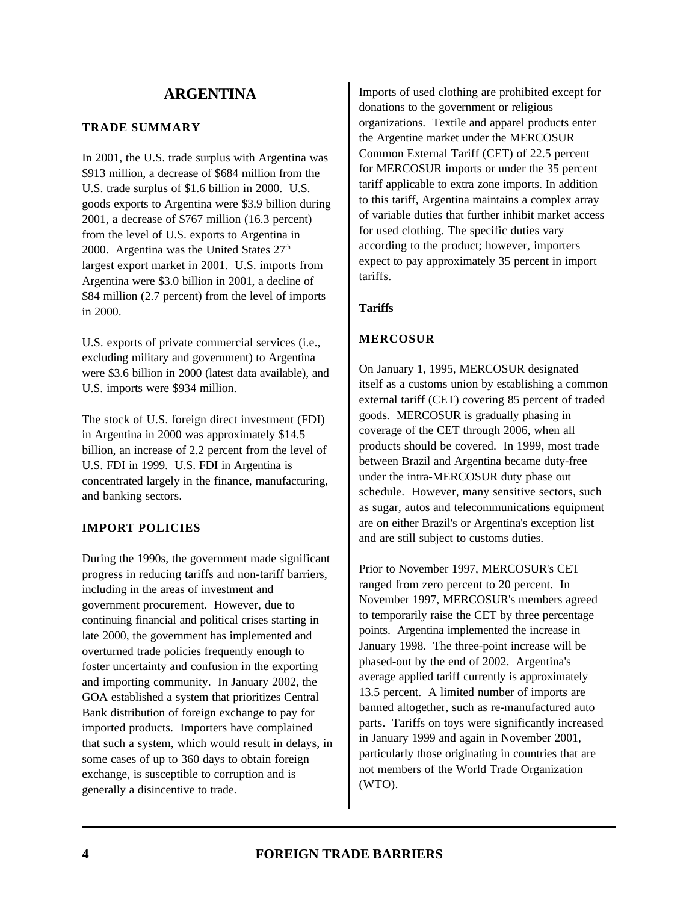# ARGENTINA

## TRADE SUMMARY

In 2001, the U.S. trade surplus with Argentina was $913 million, a decrease of $684 million from the U.S. trade surplus of $1.6 billion in 2000. U.S. goods exports to Argentina were $3.9 billion during 2001, a decrease of $767 million (16.3 percent) from the level of U.S. exports to Argentina in 2000. Argentina was the United States 27th largest export market in 2001. U.S. imports from Argentina were $3.0 billion in 2001, a decline of $84 million (2.7 percent) from the level of imports in 2000.

U.S. exports of private commercial services (i.e., excluding military and government) to Argentina were $3.6 billion in 2000 (latest data available), and U.S. imports were $934 million.

The stock of U.S. foreign direct investment (FDI) in Argentina in 2000 was approximately $14.5 billion, an increase of 2.2 percent from the level of U.S. FDI in 1999. U.S. FDI in Argentina is concentrated largely in the finance, manufacturing, and banking sectors.

## IMPORT POLICIES

During the 1990s, the government made significant progress in reducing tariffs and non-tariff barriers, including in the areas of investment and government procurement. However, due to continuing financial and political crises starting in late 2000, the government has implemented and overturned trade policies frequently enough to foster uncertainty and confusion in the exporting and importing community. In January 2002, the GOA established a system that prioritizes Central Bank distribution of foreign exchange to pay for imported products. Importers have complained that such a system, which would result in delays, in some cases of up to 360 days to obtain foreign exchange, is susceptible to corruption and is generally a disincentive to trade.

Imports of used clothing are prohibited except for donations to the government or religious organizations. Textile and apparel products enter the Argentine market under the MERCOSUR Common External Tariff (CET) of 22.5 percent for MERCOSUR imports or under the 35 percent tariff applicable to extra zone imports. In addition to this tariff, Argentina maintains a complex array of variable duties that further inhibit market access for used clothing. The specific duties vary according to the product; however, importers expect to pay approximately 35 percent in import tariffs.

### Tariffs

### MERCOSUR

On January 1, 1995, MERCOSUR designated itself as a customs union by establishing a common external tariff (CET) covering 85 percent of traded goods. MERCOSUR is gradually phasing in coverage of the CET through 2006, when all products should be covered. In 1999, most trade between Brazil and Argentina became duty-free under the intra-MERCOSUR duty phase out schedule. However, many sensitive sectors, such as sugar, autos and telecommunications equipment are on either Brazil's or Argentina's exception list and are still subject to customs duties.

Prior to November 1997, MERCOSUR's CET ranged from zero percent to 20 percent. In November 1997, MERCOSUR's members agreed to temporarily raise the CET by three percentage points. Argentina implemented the increase in January 1998. The three-point increase will be phased-out by the end of 2002. Argentina's average applied tariff currently is approximately 13.5 percent. A limited number of imports are banned altogether, such as re-manufactured auto parts. Tariffs on toys were significantly increased in January 1999 and again in November 2001, particularly those originating in countries that are not members of the World Trade Organization (WTO).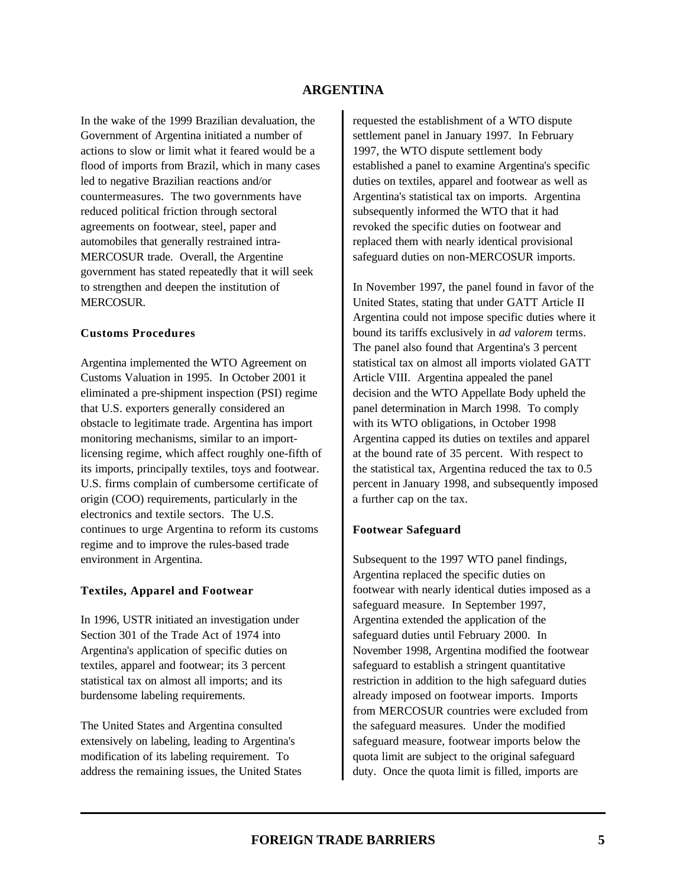# ARGENTINA

In the wake of the 1999 Brazilian devaluation, the Government of Argentina initiated a number of actions to slow or limit what it feared would be a flood of imports from Brazil, which in many cases led to negative Brazilian reactions and/or countermeasures. The two governments have reduced political friction through sectoral agreements on footwear, steel, paper and automobiles that generally restrained intra-MERCOSUR trade. Overall, the Argentine government has stated repeatedly that it will seek to strengthen and deepen the institution of MERCOSUR.

### Customs Procedures

Argentina implemented the WTO Agreement on Customs Valuation in 1995. In October 2001 it eliminated a pre-shipment inspection (PSI) regime that U.S. exporters generally considered an obstacle to legitimate trade. Argentina has import monitoring mechanisms, similar to an import-licensing regime, which affect roughly one-fifth of its imports, principally textiles, toys and footwear. U.S. firms complain of cumbersome certificate of origin (COO) requirements, particularly in the electronics and textile sectors. The U.S. continues to urge Argentina to reform its customs regime and to improve the rules-based trade environment in Argentina.

### Textiles, Apparel and Footwear

In 1996, USTR initiated an investigation under Section 301 of the Trade Act of 1974 into Argentina's application of specific duties on textiles, apparel and footwear; its 3 percent statistical tax on almost all imports; and its burdensome labeling requirements.

The United States and Argentina consulted extensively on labeling, leading to Argentina's modification of its labeling requirement. To address the remaining issues, the United States requested the establishment of a WTO dispute settlement panel in January 1997. In February 1997, the WTO dispute settlement body established a panel to examine Argentina's specific duties on textiles, apparel and footwear as well as Argentina's statistical tax on imports. Argentina subsequently informed the WTO that it had revoked the specific duties on footwear and replaced them with nearly identical provisional safeguard duties on non-MERCOSUR imports.

In November 1997, the panel found in favor of the United States, stating that under GATT Article II Argentina could not impose specific duties where it bound its tariffs exclusively in *ad valorem* terms. The panel also found that Argentina's 3 percent statistical tax on almost all imports violated GATT Article VIII. Argentina appealed the panel decision and the WTO Appellate Body upheld the panel determination in March 1998. To comply with its WTO obligations, in October 1998 Argentina capped its duties on textiles and apparel at the bound rate of 35 percent. With respect to the statistical tax, Argentina reduced the tax to 0.5 percent in January 1998, and subsequently imposed a further cap on the tax.

### Footwear Safeguard

Subsequent to the 1997 WTO panel findings, Argentina replaced the specific duties on footwear with nearly identical duties imposed as a safeguard measure. In September 1997, Argentina extended the application of the safeguard duties until February 2000. In November 1998, Argentina modified the footwear safeguard to establish a stringent quantitative restriction in addition to the high safeguard duties already imposed on footwear imports. Imports from MERCOSUR countries were excluded from the safeguard measures. Under the modified safeguard measure, footwear imports below the quota limit are subject to the original safeguard duty. Once the quota limit is filled, imports are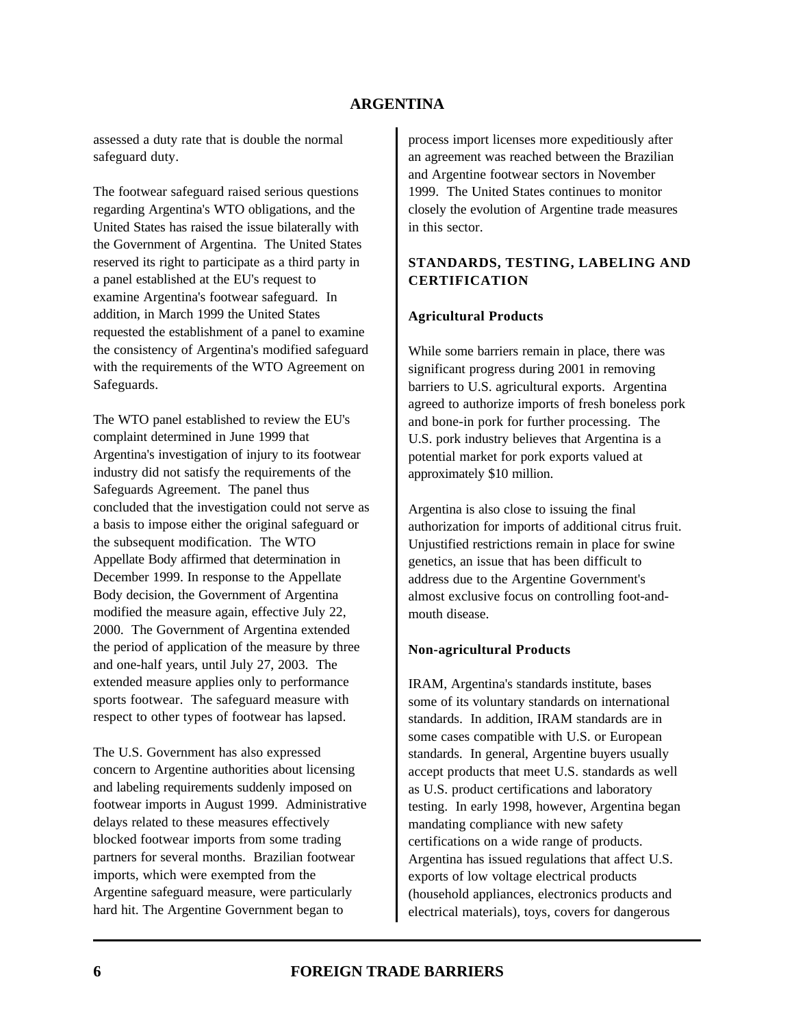assessed a duty rate that is double the normal safeguard duty.

The footwear safeguard raised serious questions regarding Argentina's WTO obligations, and the United States has raised the issue bilaterally with the Government of Argentina. The United States reserved its right to participate as a third party in a panel established at the EU's request to examine Argentina's footwear safeguard. In addition, in March 1999 the United States requested the establishment of a panel to examine the consistency of Argentina's modified safeguard with the requirements of the WTO Agreement on Safeguards.

The WTO panel established to review the EU's complaint determined in June 1999 that Argentina's investigation of injury to its footwear industry did not satisfy the requirements of the Safeguards Agreement. The panel thus concluded that the investigation could not serve as a basis to impose either the original safeguard or the subsequent modification. The WTO Appellate Body affirmed that determination in December 1999. In response to the Appellate Body decision, the Government of Argentina modified the measure again, effective July 22, 2000. The Government of Argentina extended the period of application of the measure by three and one-half years, until July 27, 2003. The extended measure applies only to performance sports footwear. The safeguard measure with respect to other types of footwear has lapsed.

The U.S. Government has also expressed concern to Argentine authorities about licensing and labeling requirements suddenly imposed on footwear imports in August 1999. Administrative delays related to these measures effectively blocked footwear imports from some trading partners for several months. Brazilian footwear imports, which were exempted from the Argentine safeguard measure, were particularly hard hit. The Argentine Government began to process import licenses more expeditiously after an agreement was reached between the Brazilian and Argentine footwear sectors in November 1999. The United States continues to monitor closely the evolution of Argentine trade measures in this sector.

## STANDARDS, TESTING, LABELING AND CERTIFICATION

### Agricultural Products

While some barriers remain in place, there was significant progress during 2001 in removing barriers to U.S. agricultural exports. Argentina agreed to authorize imports of fresh boneless pork and bone-in pork for further processing. The U.S. pork industry believes that Argentina is a potential market for pork exports valued at approximately $10 million.

Argentina is also close to issuing the final authorization for imports of additional citrus fruit. Unjustified restrictions remain in place for swine genetics, an issue that has been difficult to address due to the Argentine Government's almost exclusive focus on controlling foot-and-mouth disease.

### Non-agricultural Products

IRAM, Argentina's standards institute, bases some of its voluntary standards on international standards. In addition, IRAM standards are in some cases compatible with U.S. or European standards. In general, Argentine buyers usually accept products that meet U.S. standards as well as U.S. product certifications and laboratory testing. In early 1998, however, Argentina began mandating compliance with new safety certifications on a wide range of products. Argentina has issued regulations that affect U.S. exports of low voltage electrical products (household appliances, electronics products and electrical materials), toys, covers for dangerous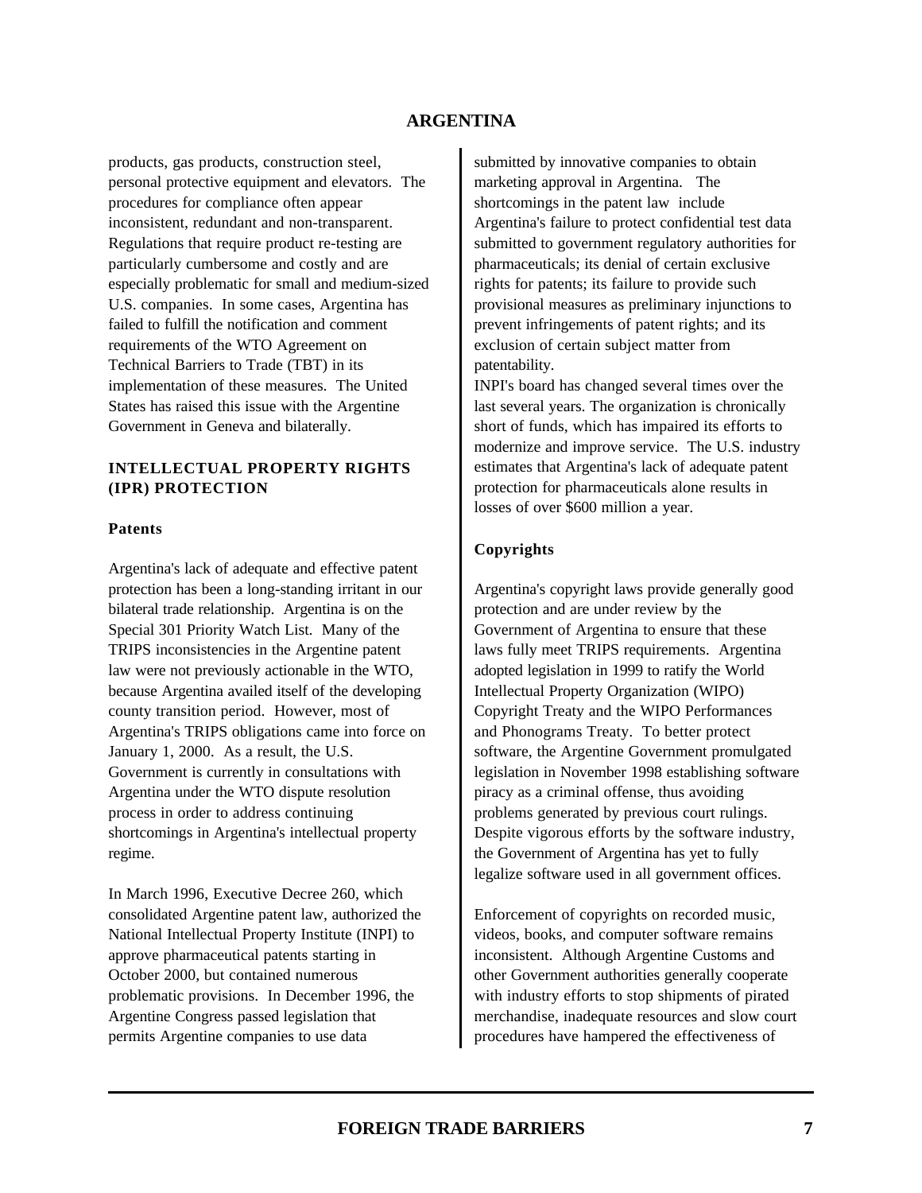products, gas products, construction steel, personal protective equipment and elevators. The procedures for compliance often appear inconsistent, redundant and non-transparent. Regulations that require product re-testing are particularly cumbersome and costly and are especially problematic for small and medium-sized U.S. companies. In some cases, Argentina has failed to fulfill the notification and comment requirements of the WTO Agreement on Technical Barriers to Trade (TBT) in its implementation of these measures. The United States has raised this issue with the Argentine Government in Geneva and bilaterally.

## INTELLECTUAL PROPERTY RIGHTS (IPR) PROTECTION

### Patents

Argentina's lack of adequate and effective patent protection has been a long-standing irritant in our bilateral trade relationship. Argentina is on the Special 301 Priority Watch List. Many of the TRIPS inconsistencies in the Argentine patent law were not previously actionable in the WTO, because Argentina availed itself of the developing county transition period. However, most of Argentina's TRIPS obligations came into force on January 1, 2000. As a result, the U.S. Government is currently in consultations with Argentina under the WTO dispute resolution process in order to address continuing shortcomings in Argentina's intellectual property regime.

In March 1996, Executive Decree 260, which consolidated Argentine patent law, authorized the National Intellectual Property Institute (INPI) to approve pharmaceutical patents starting in October 2000, but contained numerous problematic provisions. In December 1996, the Argentine Congress passed legislation that permits Argentine companies to use data submitted by innovative companies to obtain marketing approval in Argentina. The shortcomings in the patent law include Argentina's failure to protect confidential test data submitted to government regulatory authorities for pharmaceuticals; its denial of certain exclusive rights for patents; its failure to provide such provisional measures as preliminary injunctions to prevent infringements of patent rights; and its exclusion of certain subject matter from patentability.
INPI's board has changed several times over the last several years. The organization is chronically short of funds, which has impaired its efforts to modernize and improve service. The U.S. industry estimates that Argentina's lack of adequate patent protection for pharmaceuticals alone results in losses of over $600 million a year.

### Copyrights

Argentina's copyright laws provide generally good protection and are under review by the Government of Argentina to ensure that these laws fully meet TRIPS requirements. Argentina adopted legislation in 1999 to ratify the World Intellectual Property Organization (WIPO) Copyright Treaty and the WIPO Performances and Phonograms Treaty. To better protect software, the Argentine Government promulgated legislation in November 1998 establishing software piracy as a criminal offense, thus avoiding problems generated by previous court rulings. Despite vigorous efforts by the software industry, the Government of Argentina has yet to fully legalize software used in all government offices.

Enforcement of copyrights on recorded music, videos, books, and computer software remains inconsistent. Although Argentine Customs and other Government authorities generally cooperate with industry efforts to stop shipments of pirated merchandise, inadequate resources and slow court procedures have hampered the effectiveness of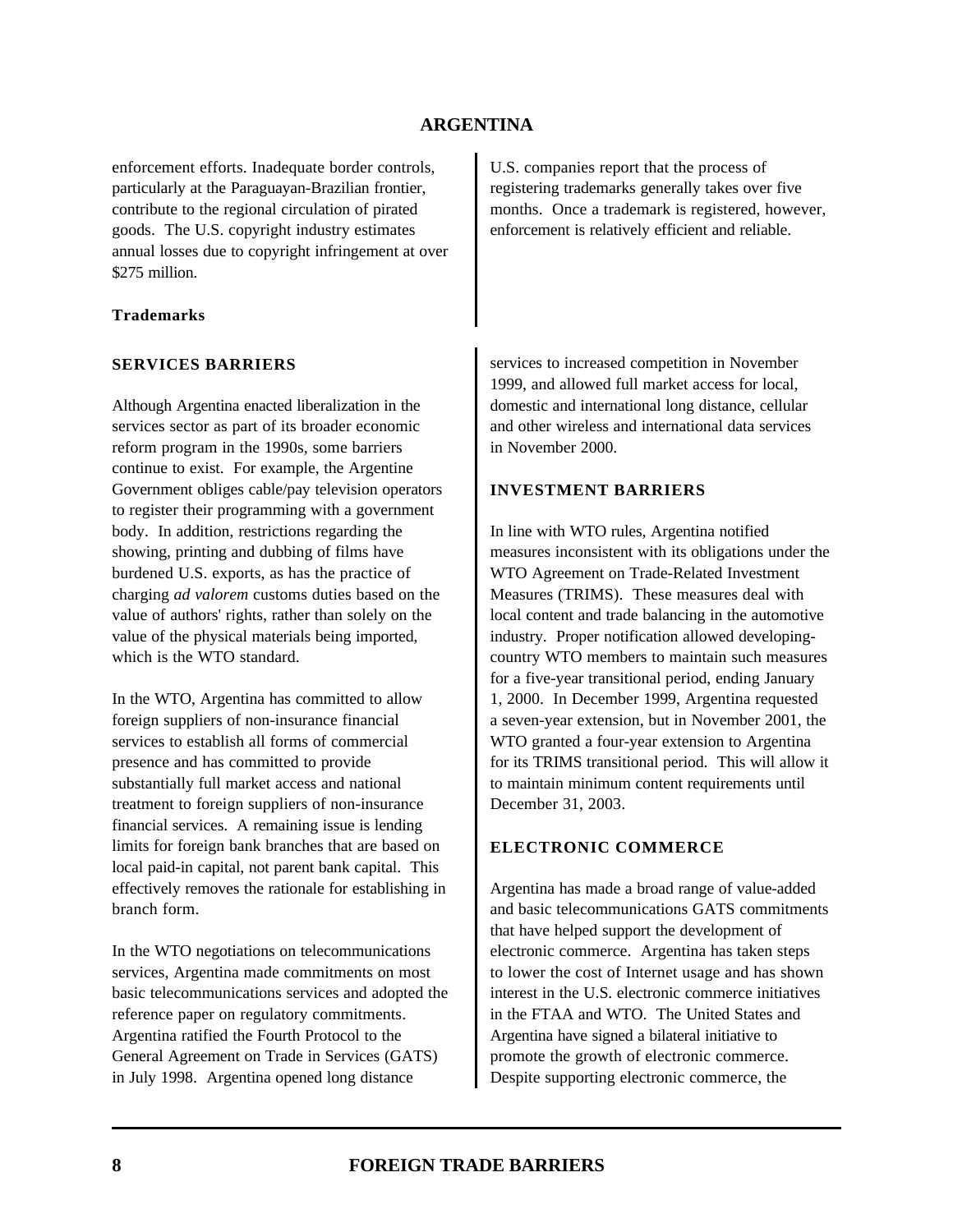enforcement efforts. Inadequate border controls, particularly at the Paraguayan-Brazilian frontier, contribute to the regional circulation of pirated goods. The U.S. copyright industry estimates annual losses due to copyright infringement at over $275 million.

**Trademarks**

U.S. companies report that the process of registering trademarks generally takes over five months. Once a trademark is registered, however, enforcement is relatively efficient and reliable.

## SERVICES BARRIERS

Although Argentina enacted liberalization in the services sector as part of its broader economic reform program in the 1990s, some barriers continue to exist. For example, the Argentine Government obliges cable/pay television operators to register their programming with a government body. In addition, restrictions regarding the showing, printing and dubbing of films have burdened U.S. exports, as has the practice of charging *ad valorem* customs duties based on the value of authors' rights, rather than solely on the value of the physical materials being imported, which is the WTO standard.

In the WTO, Argentina has committed to allow foreign suppliers of non-insurance financial services to establish all forms of commercial presence and has committed to provide substantially full market access and national treatment to foreign suppliers of non-insurance financial services. A remaining issue is lending limits for foreign bank branches that are based on local paid-in capital, not parent bank capital. This effectively removes the rationale for establishing in branch form.

In the WTO negotiations on telecommunications services, Argentina made commitments on most basic telecommunications services and adopted the reference paper on regulatory commitments. Argentina ratified the Fourth Protocol to the General Agreement on Trade in Services (GATS) in July 1998. Argentina opened long distance services to increased competition in November 1999, and allowed full market access for local, domestic and international long distance, cellular and other wireless and international data services in November 2000.

## INVESTMENT BARRIERS

In line with WTO rules, Argentina notified measures inconsistent with its obligations under the WTO Agreement on Trade-Related Investment Measures (TRIMS). These measures deal with local content and trade balancing in the automotive industry. Proper notification allowed developing-country WTO members to maintain such measures for a five-year transitional period, ending January 1, 2000. In December 1999, Argentina requested a seven-year extension, but in November 2001, the WTO granted a four-year extension to Argentina for its TRIMS transitional period. This will allow it to maintain minimum content requirements until December 31, 2003.

## ELECTRONIC COMMERCE

Argentina has made a broad range of value-added and basic telecommunications GATS commitments that have helped support the development of electronic commerce. Argentina has taken steps to lower the cost of Internet usage and has shown interest in the U.S. electronic commerce initiatives in the FTAA and WTO. The United States and Argentina have signed a bilateral initiative to promote the growth of electronic commerce. Despite supporting electronic commerce, the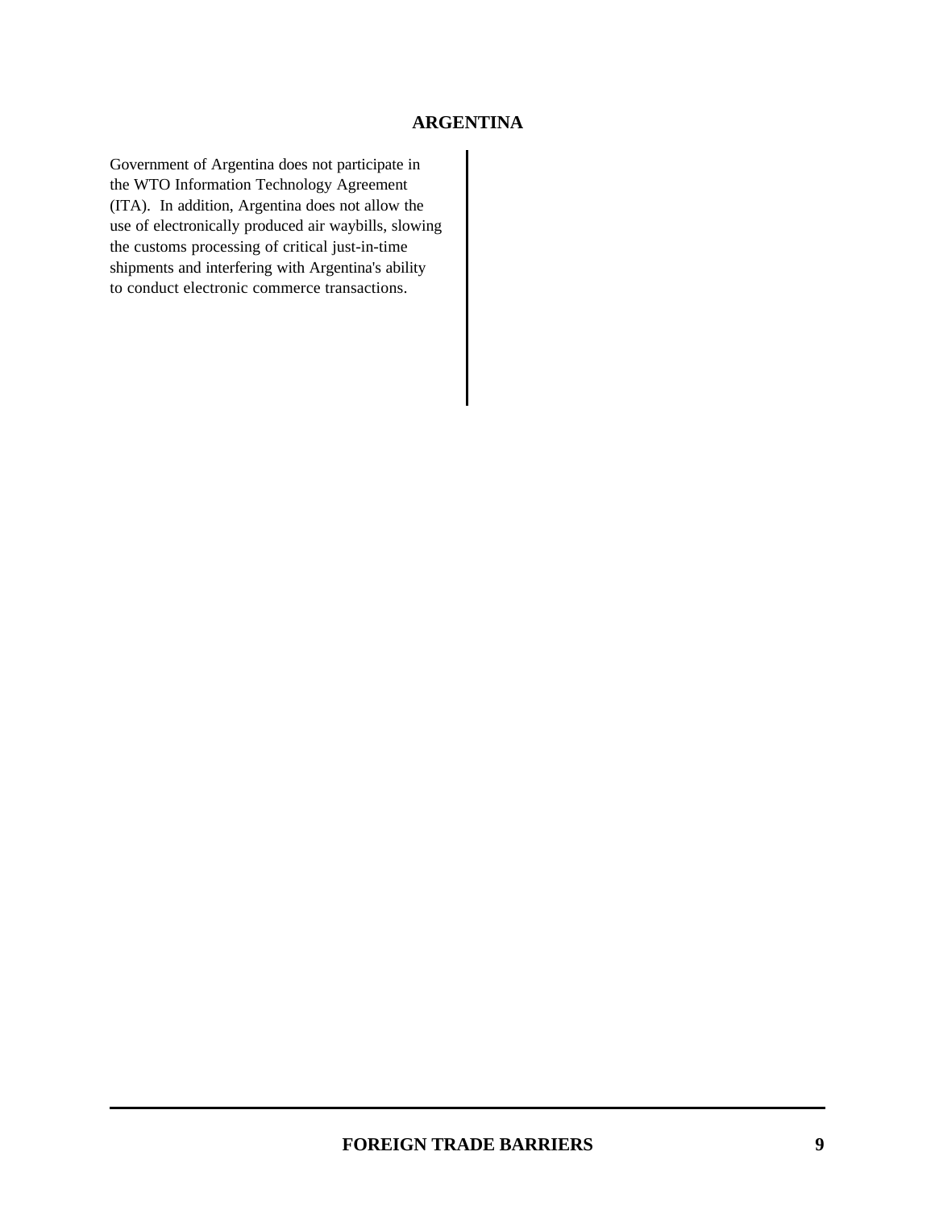# ARGENTINA

Government of Argentina does not participate in the WTO Information Technology Agreement (ITA). In addition, Argentina does not allow the use of electronically produced air waybills, slowing the customs processing of critical just-in-time shipments and interfering with Argentina's ability to conduct electronic commerce transactions.